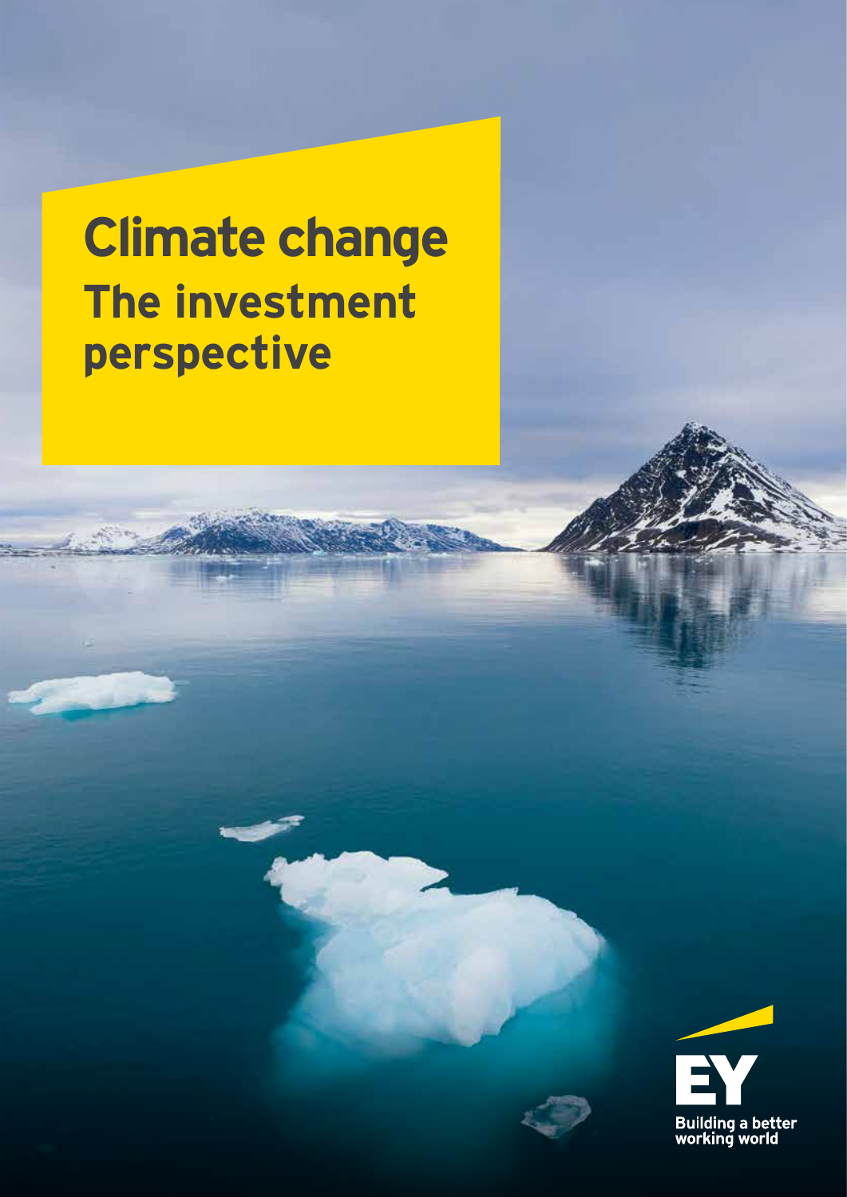# Climate change
## The investment perspective

EY

Building a better working world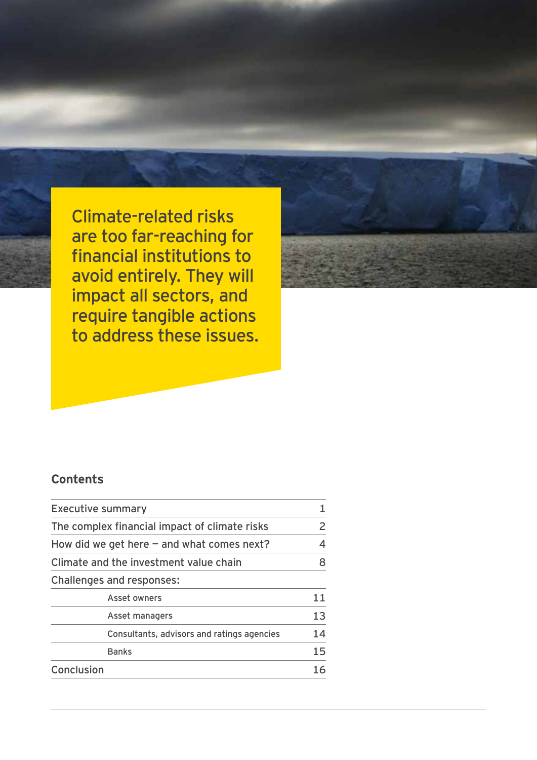Climate-related risks are too far-reaching for financial institutions to avoid entirely. They will impact all sectors, and require tangible actions to address these issues.

## Contents

| | |
|---|---|
| Executive summary | 1 |
| The complex financial impact of climate risks | 2 |
| How did we get here — and what comes next? | 4 |
| Climate and the investment value chain | 8 |
| Challenges and responses: | |
| Asset owners | 11 |
| Asset managers | 13 |
| Consultants, advisors and ratings agencies | 14 |
| Banks | 15 |
| Conclusion | 16 |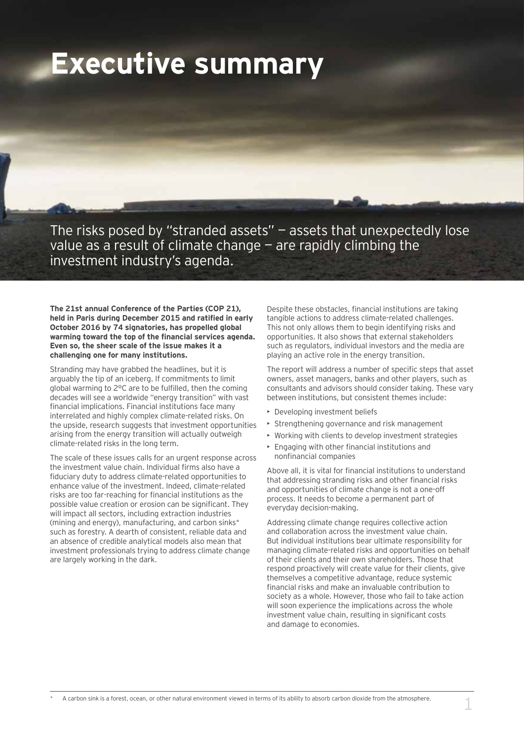# Executive summary

The risks posed by "stranded assets" — assets that unexpectedly lose value as a result of climate change — are rapidly climbing the investment industry's agenda.

**The 21st annual Conference of the Parties (COP 21), held in Paris during December 2015 and ratified in early October 2016 by 74 signatories, has propelled global warming toward the top of the financial services agenda. Even so, the sheer scale of the issue makes it a challenging one for many institutions.**

Stranding may have grabbed the headlines, but it is arguably the tip of an iceberg. If commitments to limit global warming to 2°C are to be fulfilled, then the coming decades will see a worldwide "energy transition" with vast financial implications. Financial institutions face many interrelated and highly complex climate-related risks. On the upside, research suggests that investment opportunities arising from the energy transition will actually outweigh climate-related risks in the long term.

The scale of these issues calls for an urgent response across the investment value chain. Individual firms also have a fiduciary duty to address climate-related opportunities to enhance value of the investment. Indeed, climate-related risks are too far-reaching for financial institutions as the possible value creation or erosion can be significant. They will impact all sectors, including extraction industries (mining and energy), manufacturing, and carbon sinks* such as forestry. A dearth of consistent, reliable data and an absence of credible analytical models also mean that investment professionals trying to address climate change are largely working in the dark.

Despite these obstacles, financial institutions are taking tangible actions to address climate-related challenges. This not only allows them to begin identifying risks and opportunities. It also shows that external stakeholders such as regulators, individual investors and the media are playing an active role in the energy transition.

The report will address a number of specific steps that asset owners, asset managers, banks and other players, such as consultants and advisors should consider taking. These vary between institutions, but consistent themes include:

- Developing investment beliefs
- Strengthening governance and risk management
- Working with clients to develop investment strategies
- Engaging with other financial institutions and nonfinancial companies

Above all, it is vital for financial institutions to understand that addressing stranding risks and other financial risks and opportunities of climate change is not a one-off process. It needs to become a permanent part of everyday decision-making.

Addressing climate change requires collective action and collaboration across the investment value chain. But individual institutions bear ultimate responsibility for managing climate-related risks and opportunities on behalf of their clients and their own shareholders. Those that respond proactively will create value for their clients, give themselves a competitive advantage, reduce systemic financial risks and make an invaluable contribution to society as a whole. However, those who fail to take action will soon experience the implications across the whole investment value chain, resulting in significant costs and damage to economies.

\* A carbon sink is a forest, ocean, or other natural environment viewed in terms of its ability to absorb carbon dioxide from the atmosphere.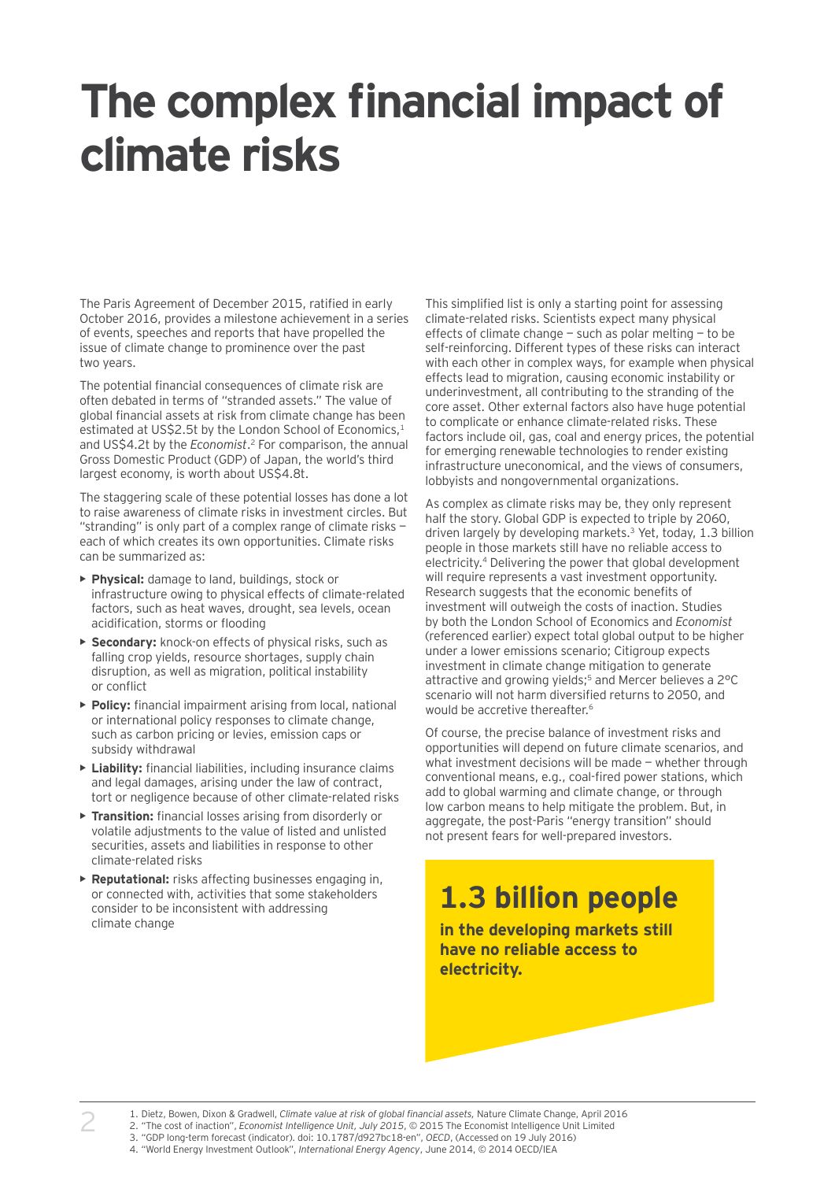# The complex financial impact of climate risks

The Paris Agreement of December 2015, ratified in early October 2016, provides a milestone achievement in a series of events, speeches and reports that have propelled the issue of climate change to prominence over the past two years.

The potential financial consequences of climate risk are often debated in terms of "stranded assets." The value of global financial assets at risk from climate change has been estimated at US$2.5t by the London School of Economics,[1] and US$4.2t by the *Economist*.[2] For comparison, the annual Gross Domestic Product (GDP) of Japan, the world's third largest economy, is worth about US$4.8t.

The staggering scale of these potential losses has done a lot to raise awareness of climate risks in investment circles. But "stranding" is only part of a complex range of climate risks — each of which creates its own opportunities. Climate risks can be summarized as:

- **Physical:** damage to land, buildings, stock or infrastructure owing to physical effects of climate-related factors, such as heat waves, drought, sea levels, ocean acidification, storms or flooding
- **Secondary:** knock-on effects of physical risks, such as falling crop yields, resource shortages, supply chain disruption, as well as migration, political instability or conflict
- **Policy:** financial impairment arising from local, national or international policy responses to climate change, such as carbon pricing or levies, emission caps or subsidy withdrawal
- **Liability:** financial liabilities, including insurance claims and legal damages, arising under the law of contract, tort or negligence because of other climate-related risks
- **Transition:** financial losses arising from disorderly or volatile adjustments to the value of listed and unlisted securities, assets and liabilities in response to other climate-related risks
- **Reputational:** risks affecting businesses engaging in, or connected with, activities that some stakeholders consider to be inconsistent with addressing climate change

This simplified list is only a starting point for assessing climate-related risks. Scientists expect many physical effects of climate change — such as polar melting — to be self-reinforcing. Different types of these risks can interact with each other in complex ways, for example when physical effects lead to migration, causing economic instability or underinvestment, all contributing to the stranding of the core asset. Other external factors also have huge potential to complicate or enhance climate-related risks. These factors include oil, gas, coal and energy prices, the potential for emerging renewable technologies to render existing infrastructure uneconomical, and the views of consumers, lobbyists and nongovernmental organizations.

As complex as climate risks may be, they only represent half the story. Global GDP is expected to triple by 2060, driven largely by developing markets.[3] Yet, today, 1.3 billion people in those markets still have no reliable access to electricity.[4] Delivering the power that global development will require represents a vast investment opportunity. Research suggests that the economic benefits of investment will outweigh the costs of inaction. Studies by both the London School of Economics and *Economist* (referenced earlier) expect total global output to be higher under a lower emissions scenario; Citigroup expects investment in climate change mitigation to generate attractive and growing yields;[5] and Mercer believes a 2°C scenario will not harm diversified returns to 2050, and would be accretive thereafter.[6]

Of course, the precise balance of investment risks and opportunities will depend on future climate scenarios, and what investment decisions will be made — whether through conventional means, e.g., coal-fired power stations, which add to global warming and climate change, or through low carbon means to help mitigate the problem. But, in aggregate, the post-Paris "energy transition" should not present fears for well-prepared investors.

**1.3 billion people**

**in the developing markets still have no reliable access to electricity.**

1. Dietz, Bowen, Dixon & Gradwell, *Climate value at risk of global financial assets,* Nature Climate Change, April 2016
2. "The cost of inaction", *Economist Intelligence Unit, July 2015*, © 2015 The Economist Intelligence Unit Limited
3. "GDP long-term forecast (indicator). doi: 10.1787/d927bc18-en", *OECD*, (Accessed on 19 July 2016)
4. "World Energy Investment Outlook", *International Energy Agency*, June 2014, © 2014 OECD/IEA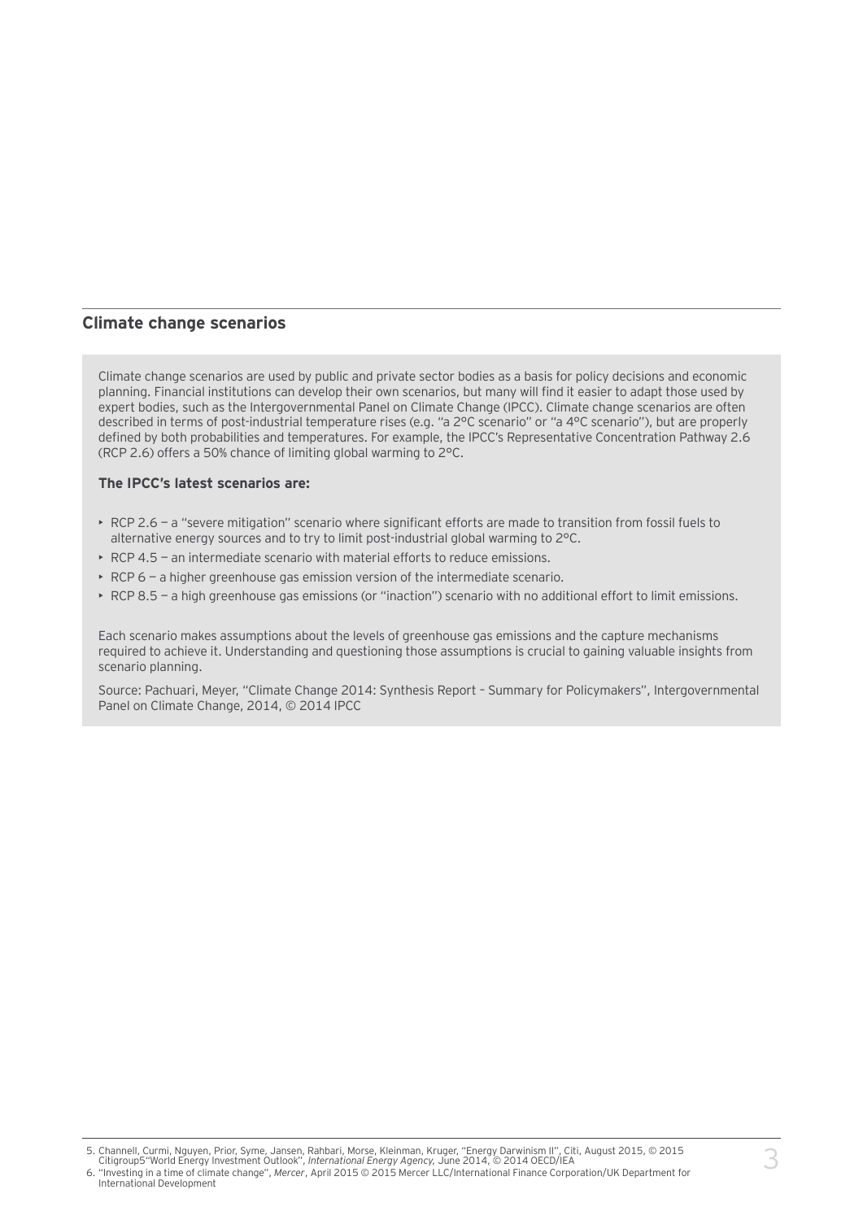## Climate change scenarios

Climate change scenarios are used by public and private sector bodies as a basis for policy decisions and economic planning. Financial institutions can develop their own scenarios, but many will find it easier to adapt those used by expert bodies, such as the Intergovernmental Panel on Climate Change (IPCC). Climate change scenarios are often described in terms of post-industrial temperature rises (e.g. "a 2°C scenario" or "a 4°C scenario"), but are properly defined by both probabilities and temperatures. For example, the IPCC's Representative Concentration Pathway 2.6 (RCP 2.6) offers a 50% chance of limiting global warming to 2°C.

**The IPCC's latest scenarios are:**

- RCP 2.6 — a "severe mitigation" scenario where significant efforts are made to transition from fossil fuels to alternative energy sources and to try to limit post-industrial global warming to 2°C.
- RCP 4.5 — an intermediate scenario with material efforts to reduce emissions.
- RCP 6 — a higher greenhouse gas emission version of the intermediate scenario.
- RCP 8.5 — a high greenhouse gas emissions (or "inaction") scenario with no additional effort to limit emissions.

Each scenario makes assumptions about the levels of greenhouse gas emissions and the capture mechanisms required to achieve it. Understanding and questioning those assumptions is crucial to gaining valuable insights from scenario planning.

Source: Pachuari, Meyer, "Climate Change 2014: Synthesis Report – Summary for Policymakers", Intergovernmental Panel on Climate Change, 2014, © 2014 IPCC

5. Channell, Curmi, Nguyen, Prior, Syme, Jansen, Rahbari, Morse, Kleinman, Kruger, "Energy Darwinism II", Citi, August 2015, © 2015 Citigroup5"World Energy Investment Outlook", *International Energy Agency,* June 2014, © 2014 OECD/IEA
6. "Investing in a time of climate change", *Mercer*, April 2015 © 2015 Mercer LLC/International Finance Corporation/UK Department for International Development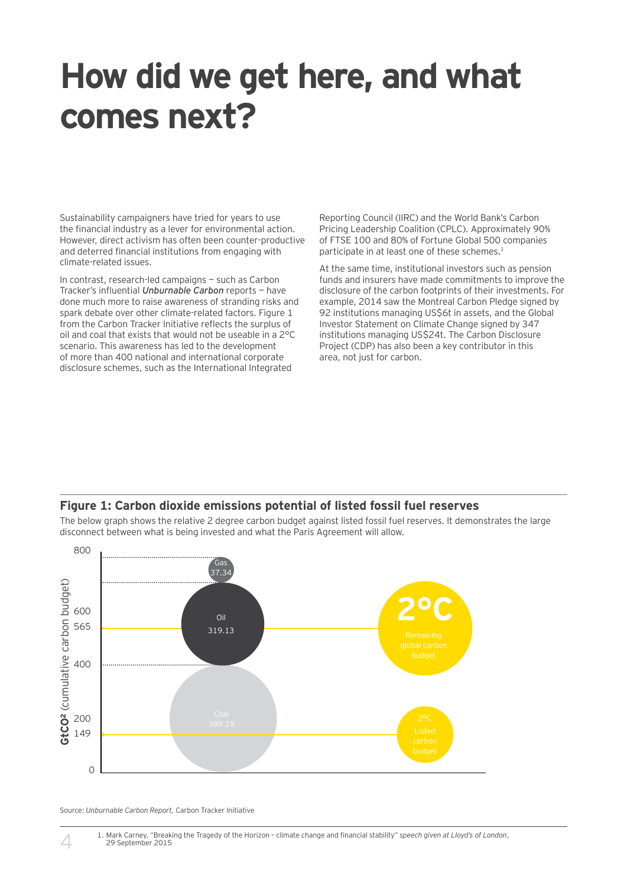# How did we get here, and what comes next?

Sustainability campaigners have tried for years to use the financial industry as a lever for environmental action. However, direct activism has often been counter-productive and deterred financial institutions from engaging with climate-related issues.

In contrast, research-led campaigns — such as Carbon Tracker's influential ***Unburnable Carbon*** reports — have done much more to raise awareness of stranding risks and spark debate over other climate-related factors. Figure 1 from the Carbon Tracker Initiative reflects the surplus of oil and coal that exists that would not be useable in a 2°C scenario. This awareness has led to the development of more than 400 national and international corporate disclosure schemes, such as the International Integrated Reporting Council (IIRC) and the World Bank's Carbon Pricing Leadership Coalition (CPLC). Approximately 90% of FTSE 100 and 80% of Fortune Global 500 companies participate in at least one of these schemes.[1]

At the same time, institutional investors such as pension funds and insurers have made commitments to improve the disclosure of the carbon footprints of their investments. For example, 2014 saw the Montreal Carbon Pledge signed by 92 institutions managing US$6t in assets, and the Global Investor Statement on Climate Change signed by 347 institutions managing US$24t. The Carbon Disclosure Project (CDP) has also been a key contributor in this area, not just for carbon.

**Figure 1: Carbon dioxide emissions potential of listed fossil fuel reserves**

The below graph shows the relative 2 degree carbon budget against listed fossil fuel reserves. It demonstrates the large disconnect between what is being invested and what the Paris Agreement will allow.

Source: *Unburnable Carbon Report*, Carbon Tracker Initiative

1. Mark Carney, "Breaking the Tragedy of the Horizon – climate change and financial stability" *speech given at Lloyd's of London*, 29 September 2015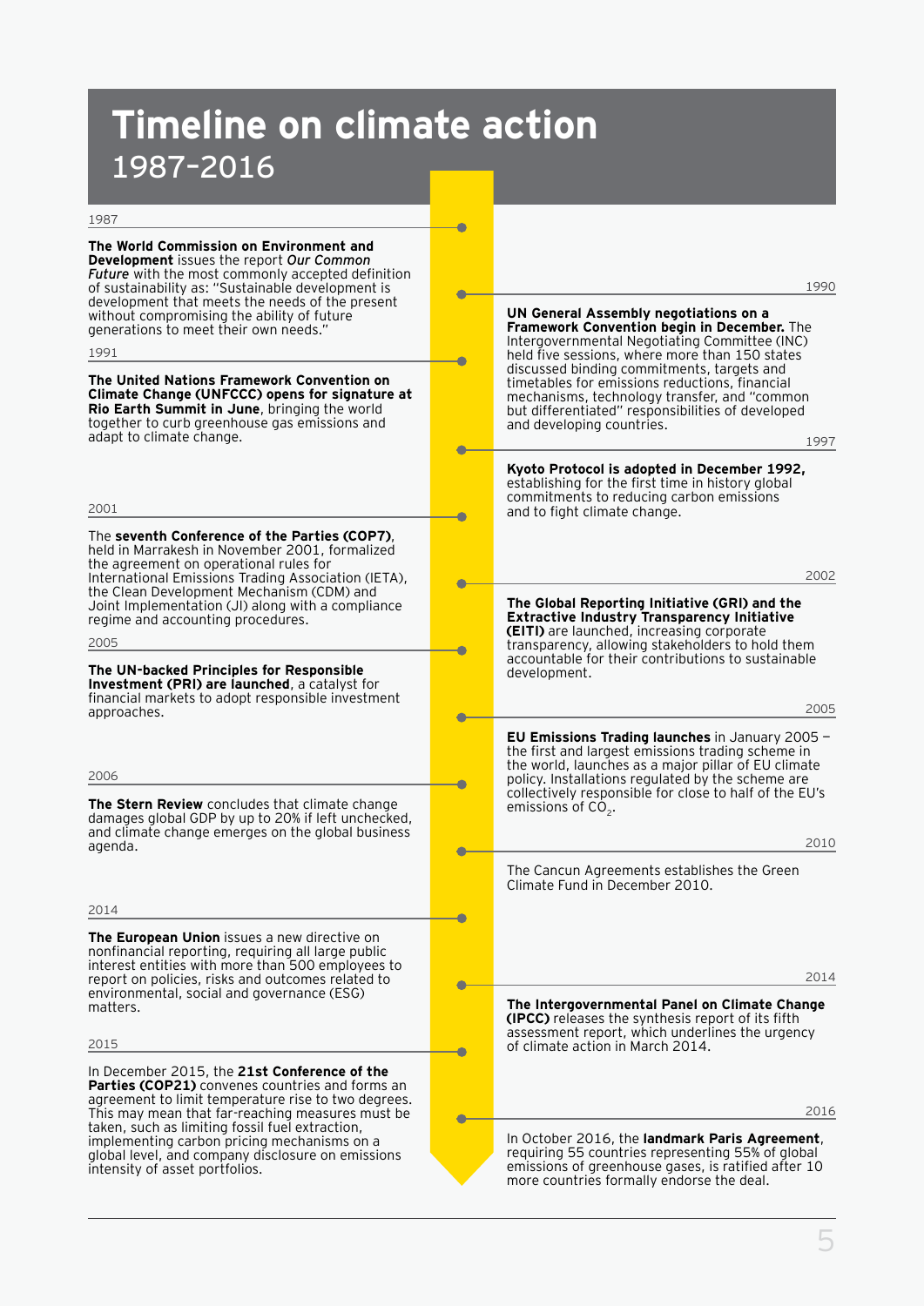# Timeline on climate action

## 1987–2016

**1987**

**The World Commission on Environment and Development** issues the report ***Our Common Future*** with the most commonly accepted definition of sustainability as: "Sustainable development is development that meets the needs of the present without compromising the ability of future generations to meet their own needs."

**1990**

**UN General Assembly negotiations on a Framework Convention begin in December.** The Intergovernmental Negotiating Committee (INC) held five sessions, where more than 150 states discussed binding commitments, targets and timetables for emissions reductions, financial mechanisms, technology transfer, and "common but differentiated" responsibilities of developed and developing countries.

**1991**

**The United Nations Framework Convention on Climate Change (UNFCCC) opens for signature at Rio Earth Summit in June**, bringing the world together to curb greenhouse gas emissions and adapt to climate change.

**1997**

**Kyoto Protocol is adopted in December 1992,** establishing for the first time in history global commitments to reducing carbon emissions and to fight climate change.

**2001**

The **seventh Conference of the Parties (COP7)**, held in Marrakesh in November 2001, formalized the agreement on operational rules for International Emissions Trading Association (IETA), the Clean Development Mechanism (CDM) and Joint Implementation (JI) along with a compliance regime and accounting procedures.

**2002**

**The Global Reporting Initiative (GRI) and the Extractive Industry Transparency Initiative (EITI)** are launched, increasing corporate transparency, allowing stakeholders to hold them accountable for their contributions to sustainable development.

**2005**

**The UN-backed Principles for Responsible Investment (PRI) are launched**, a catalyst for financial markets to adopt responsible investment approaches.

**2005**

**EU Emissions Trading launches** in January 2005 – the first and largest emissions trading scheme in the world, launches as a major pillar of EU climate policy. Installations regulated by the scheme are collectively responsible for close to half of the EU's emissions of $CO_2$.

**2006**

**The Stern Review** concludes that climate change damages global GDP by up to 20% if left unchecked, and climate change emerges on the global business agenda.

**2010**

The Cancun Agreements establishes the Green Climate Fund in December 2010.

**2014**

**The European Union** issues a new directive on nonfinancial reporting, requiring all large public interest entities with more than 500 employees to report on policies, risks and outcomes related to environmental, social and governance (ESG) matters.

**2014**

**The Intergovernmental Panel on Climate Change (IPCC)** releases the synthesis report of its fifth assessment report, which underlines the urgency of climate action in March 2014.

**2015**

In December 2015, the **21st Conference of the Parties (COP21)** convenes countries and forms an agreement to limit temperature rise to two degrees. This may mean that far-reaching measures must be taken, such as limiting fossil fuel extraction, implementing carbon pricing mechanisms on a global level, and company disclosure on emissions intensity of asset portfolios.

**2016**

In October 2016, the **landmark Paris Agreement**, requiring 55 countries representing 55% of global emissions of greenhouse gases, is ratified after 10 more countries formally endorse the deal.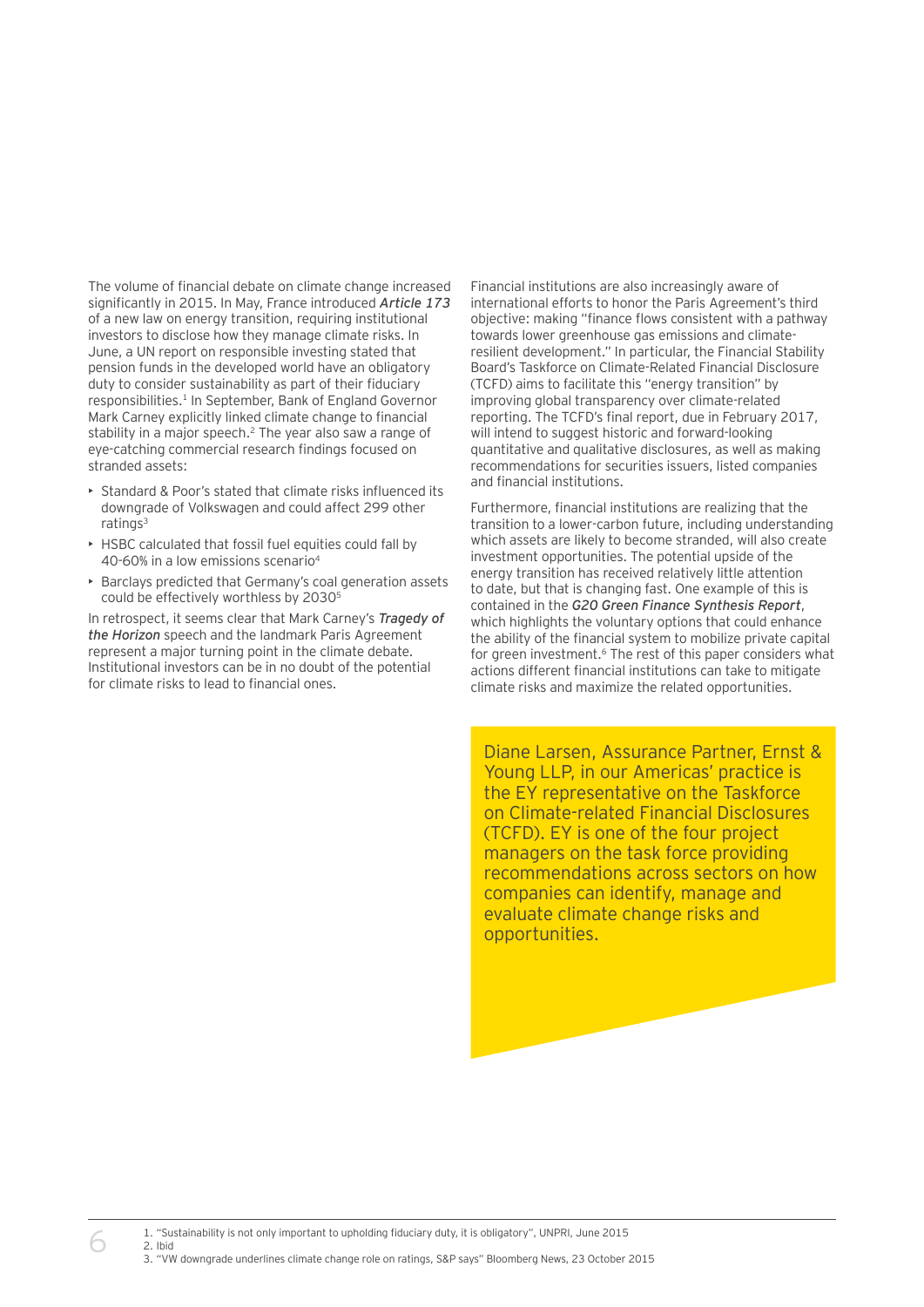The volume of financial debate on climate change increased significantly in 2015. In May, France introduced ***Article 173*** of a new law on energy transition, requiring institutional investors to disclose how they manage climate risks. In June, a UN report on responsible investing stated that pension funds in the developed world have an obligatory duty to consider sustainability as part of their fiduciary responsibilities.[1] In September, Bank of England Governor Mark Carney explicitly linked climate change to financial stability in a major speech.[2] The year also saw a range of eye-catching commercial research findings focused on stranded assets:

- Standard & Poor's stated that climate risks influenced its downgrade of Volkswagen and could affect 299 other ratings[3]
- HSBC calculated that fossil fuel equities could fall by 40-60% in a low emissions scenario[4]
- Barclays predicted that Germany's coal generation assets could be effectively worthless by 2030[5]

In retrospect, it seems clear that Mark Carney's ***Tragedy of the Horizon*** speech and the landmark Paris Agreement represent a major turning point in the climate debate. Institutional investors can be in no doubt of the potential for climate risks to lead to financial ones.

Financial institutions are also increasingly aware of international efforts to honor the Paris Agreement's third objective: making "finance flows consistent with a pathway towards lower greenhouse gas emissions and climate-resilient development." In particular, the Financial Stability Board's Taskforce on Climate-Related Financial Disclosure (TCFD) aims to facilitate this "energy transition" by improving global transparency over climate-related reporting. The TCFD's final report, due in February 2017, will intend to suggest historic and forward-looking quantitative and qualitative disclosures, as well as making recommendations for securities issuers, listed companies and financial institutions.

Furthermore, financial institutions are realizing that the transition to a lower-carbon future, including understanding which assets are likely to become stranded, will also create investment opportunities. The potential upside of the energy transition has received relatively little attention to date, but that is changing fast. One example of this is contained in the ***G20 Green Finance Synthesis Report***, which highlights the voluntary options that could enhance the ability of the financial system to mobilize private capital for green investment.[6] The rest of this paper considers what actions different financial institutions can take to mitigate climate risks and maximize the related opportunities.

Diane Larsen, Assurance Partner, Ernst & Young LLP, in our Americas' practice is the EY representative on the Taskforce on Climate-related Financial Disclosures (TCFD). EY is one of the four project managers on the task force providing recommendations across sectors on how companies can identify, manage and evaluate climate change risks and opportunities.

1. "Sustainability is not only important to upholding fiduciary duty, it is obligatory", UNPRI, June 2015
2. Ibid
3. "VW downgrade underlines climate change role on ratings, S&P says" Bloomberg News, 23 October 2015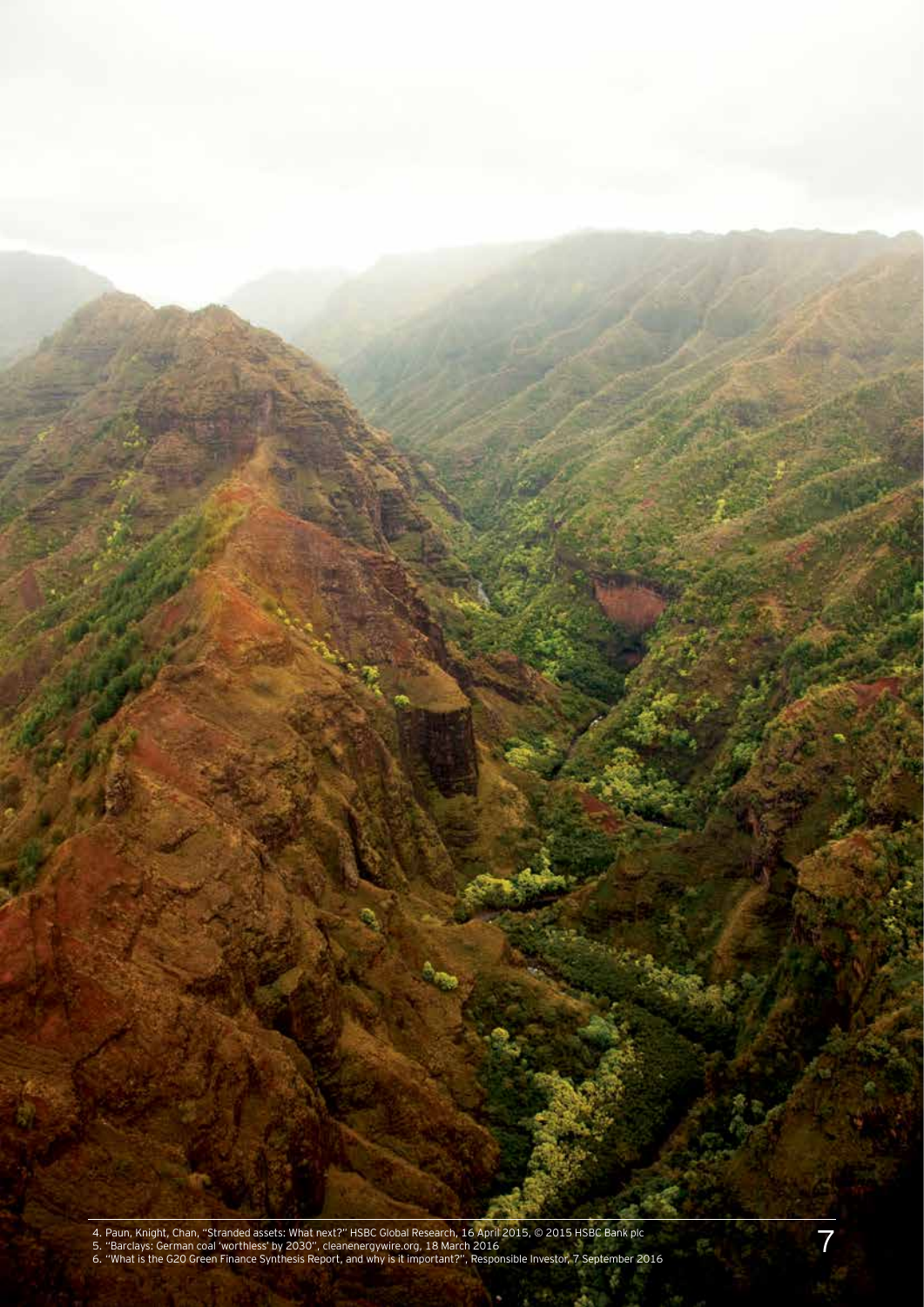4. Paun, Knight, Chan, "Stranded assets: What next?" HSBC Global Research, 16 April 2015, © 2015 HSBC Bank plc

5. "Barclays: German coal 'worthless' by 2030", cleanenergywire.org, 18 March 2016

6. "What is the G20 Green Finance Synthesis Report, and why is it important?", Responsible Investor, 7 September 2016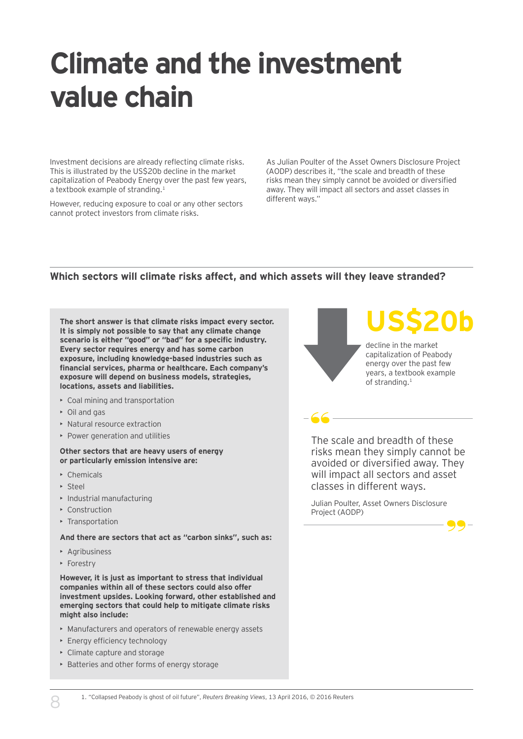# Climate and the investment value chain

Investment decisions are already reflecting climate risks. This is illustrated by the US$20b decline in the market capitalization of Peabody Energy over the past few years, a textbook example of stranding.[1]

However, reducing exposure to coal or any other sectors cannot protect investors from climate risks.

As Julian Poulter of the Asset Owners Disclosure Project (AODP) describes it, "the scale and breadth of these risks mean they simply cannot be avoided or diversified away. They will impact all sectors and asset classes in different ways."

## Which sectors will climate risks affect, and which assets will they leave stranded?

**The short answer is that climate risks impact every sector. It is simply not possible to say that any climate change scenario is either "good" or "bad" for a specific industry. Every sector requires energy and has some carbon exposure, including knowledge-based industries such as financial services, pharma or healthcare. Each company's exposure will depend on business models, strategies, locations, assets and liabilities.**

- Coal mining and transportation
- Oil and gas
- Natural resource extraction
- Power generation and utilities

**Other sectors that are heavy users of energy or particularly emission intensive are:**

- Chemicals
- Steel
- Industrial manufacturing
- Construction
- Transportation

**And there are sectors that act as "carbon sinks", such as:**

- Agribusiness
- Forestry

**However, it is just as important to stress that individual companies within all of these sectors could also offer investment upsides. Looking forward, other established and emerging sectors that could help to mitigate climate risks might also include:**

- Manufacturers and operators of renewable energy assets
- Energy efficiency technology
- Climate capture and storage
- Batteries and other forms of energy storage

**US$20b**

decline in the market capitalization of Peabody energy over the past few years, a textbook example of stranding.[1]

> The scale and breadth of these risks mean they simply cannot be avoided or diversified away. They will impact all sectors and asset classes in different ways.
>
> Julian Poulter, Asset Owners Disclosure Project (AODP)

1. "Collapsed Peabody is ghost of oil future", *Reuters Breaking Views*, 13 April 2016, © 2016 Reuters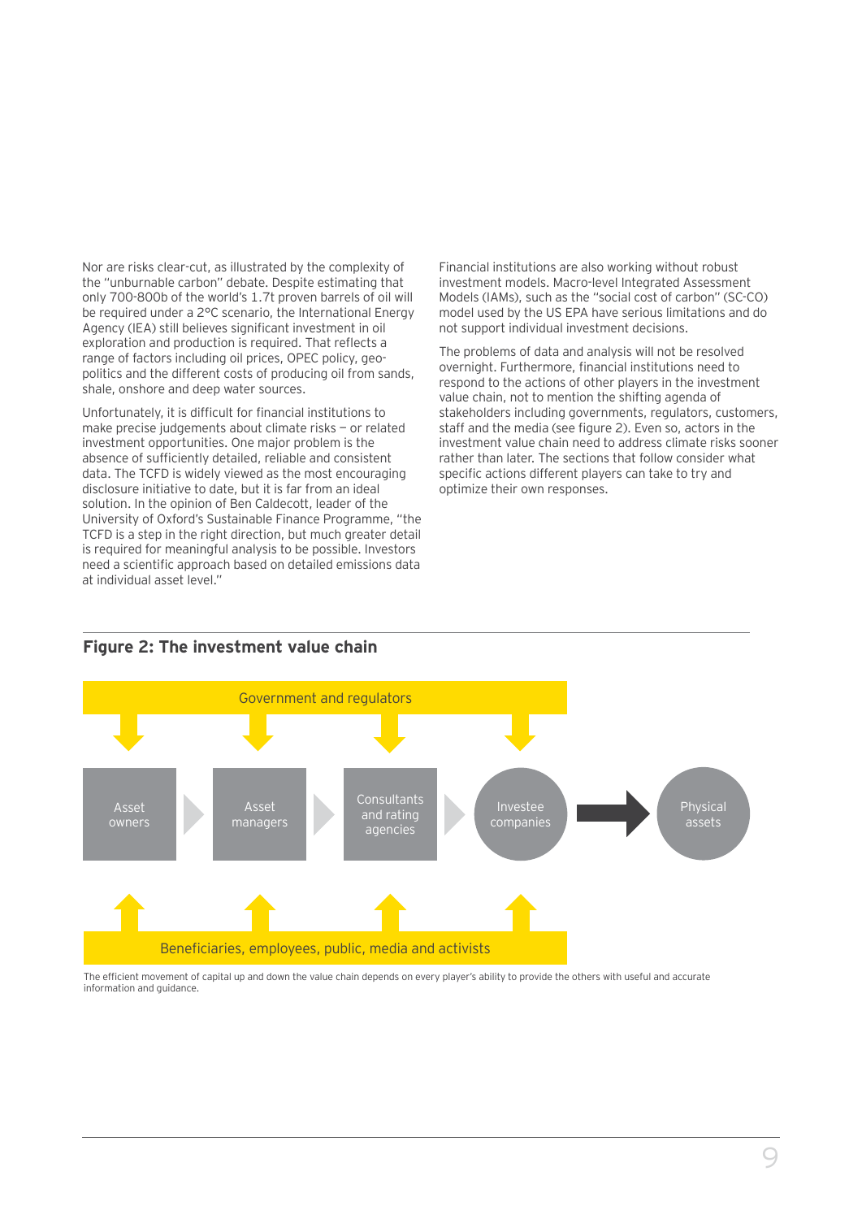Nor are risks clear-cut, as illustrated by the complexity of the "unburnable carbon" debate. Despite estimating that only 700-800b of the world's 1.7t proven barrels of oil will be required under a 2°C scenario, the International Energy Agency (IEA) still believes significant investment in oil exploration and production is required. That reflects a range of factors including oil prices, OPEC policy, geo-politics and the different costs of producing oil from sands, shale, onshore and deep water sources.

Unfortunately, it is difficult for financial institutions to make precise judgements about climate risks — or related investment opportunities. One major problem is the absence of sufficiently detailed, reliable and consistent data. The TCFD is widely viewed as the most encouraging disclosure initiative to date, but it is far from an ideal solution. In the opinion of Ben Caldecott, leader of the University of Oxford's Sustainable Finance Programme, "the TCFD is a step in the right direction, but much greater detail is required for meaningful analysis to be possible. Investors need a scientific approach based on detailed emissions data at individual asset level."

Financial institutions are also working without robust investment models. Macro-level Integrated Assessment Models (IAMs), such as the "social cost of carbon" (SC-CO) model used by the US EPA have serious limitations and do not support individual investment decisions.

The problems of data and analysis will not be resolved overnight. Furthermore, financial institutions need to respond to the actions of other players in the investment value chain, not to mention the shifting agenda of stakeholders including governments, regulators, customers, staff and the media (see figure 2). Even so, actors in the investment value chain need to address climate risks sooner rather than later. The sections that follow consider what specific actions different players can take to try and optimize their own responses.

## Figure 2: The investment value chain

Government and regulators

Asset owners → Asset managers → Consultants and rating agencies → Investee companies → Physical assets

Beneficiaries, employees, public, media and activists

The efficient movement of capital up and down the value chain depends on every player's ability to provide the others with useful and accurate information and guidance.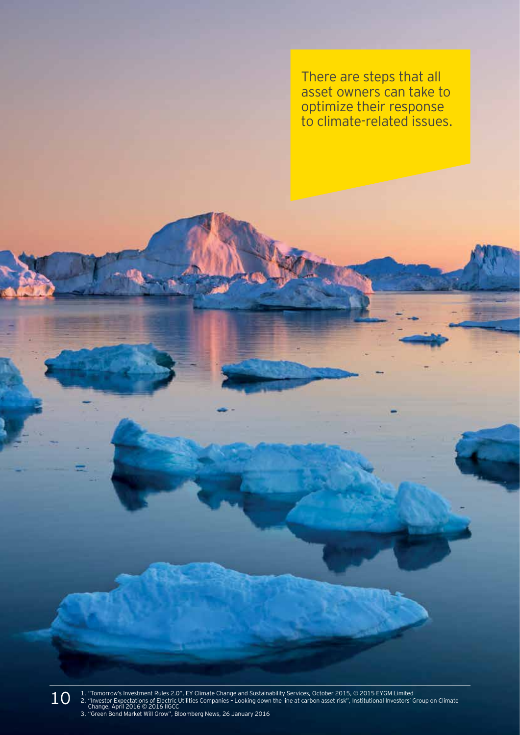There are steps that all asset owners can take to optimize their response to climate-related issues.

1. "Tomorrow's Investment Rules 2.0", EY Climate Change and Sustainability Services, October 2015, © 2015 EYGM Limited
2. "Investor Expectations of Electric Utilities Companies – Looking down the line at carbon asset risk", Institutional Investors' Group on Climate Change, April 2016 © 2016 IIGCC
3. "Green Bond Market Will Grow", Bloomberg News, 26 January 2016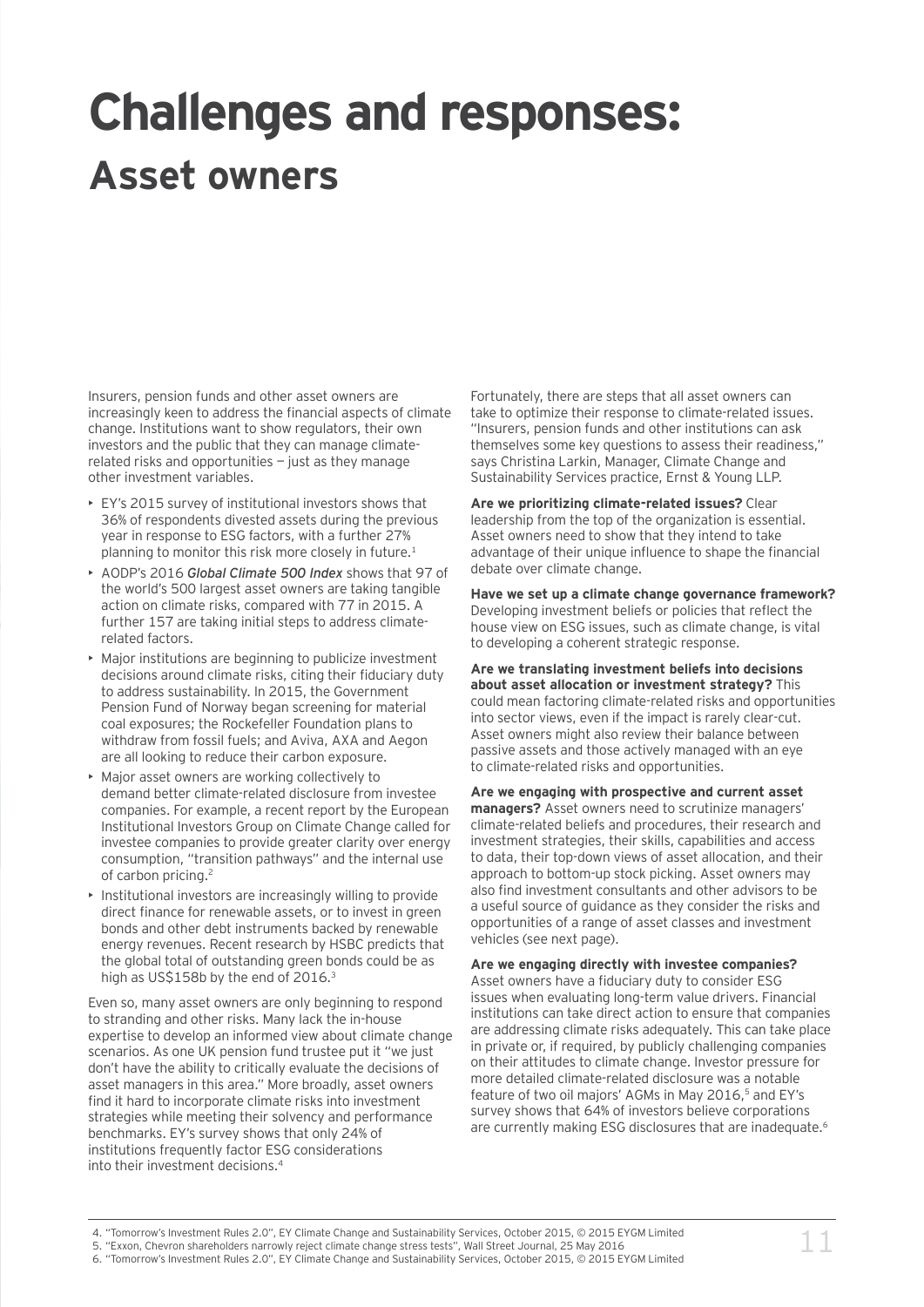# Challenges and responses:

## Asset owners

Insurers, pension funds and other asset owners are increasingly keen to address the financial aspects of climate change. Institutions want to show regulators, their own investors and the public that they can manage climate-related risks and opportunities — just as they manage other investment variables.

- EY's 2015 survey of institutional investors shows that 36% of respondents divested assets during the previous year in response to ESG factors, with a further 27% planning to monitor this risk more closely in future.[1]
- AODP's 2016 ***Global Climate 500 Index*** shows that 97 of the world's 500 largest asset owners are taking tangible action on climate risks, compared with 77 in 2015. A further 157 are taking initial steps to address climate-related factors.
- Major institutions are beginning to publicize investment decisions around climate risks, citing their fiduciary duty to address sustainability. In 2015, the Government Pension Fund of Norway began screening for material coal exposures; the Rockefeller Foundation plans to withdraw from fossil fuels; and Aviva, AXA and Aegon are all looking to reduce their carbon exposure.
- Major asset owners are working collectively to demand better climate-related disclosure from investee companies. For example, a recent report by the European Institutional Investors Group on Climate Change called for investee companies to provide greater clarity over energy consumption, "transition pathways" and the internal use of carbon pricing.[2]
- Institutional investors are increasingly willing to provide direct finance for renewable assets, or to invest in green bonds and other debt instruments backed by renewable energy revenues. Recent research by HSBC predicts that the global total of outstanding green bonds could be as high as US$158b by the end of 2016.[3]

Even so, many asset owners are only beginning to respond to stranding and other risks. Many lack the in-house expertise to develop an informed view about climate change scenarios. As one UK pension fund trustee put it "we just don't have the ability to critically evaluate the decisions of asset managers in this area." More broadly, asset owners find it hard to incorporate climate risks into investment strategies while meeting their solvency and performance benchmarks. EY's survey shows that only 24% of institutions frequently factor ESG considerations into their investment decisions.[4]

Fortunately, there are steps that all asset owners can take to optimize their response to climate-related issues. "Insurers, pension funds and other institutions can ask themselves some key questions to assess their readiness," says Christina Larkin, Manager, Climate Change and Sustainability Services practice, Ernst & Young LLP.

**Are we prioritizing climate-related issues?** Clear leadership from the top of the organization is essential. Asset owners need to show that they intend to take advantage of their unique influence to shape the financial debate over climate change.

**Have we set up a climate change governance framework?** Developing investment beliefs or policies that reflect the house view on ESG issues, such as climate change, is vital to developing a coherent strategic response.

**Are we translating investment beliefs into decisions about asset allocation or investment strategy?** This could mean factoring climate-related risks and opportunities into sector views, even if the impact is rarely clear-cut. Asset owners might also review their balance between passive assets and those actively managed with an eye to climate-related risks and opportunities.

**Are we engaging with prospective and current asset managers?** Asset owners need to scrutinize managers' climate-related beliefs and procedures, their research and investment strategies, their skills, capabilities and access to data, their top-down views of asset allocation, and their approach to bottom-up stock picking. Asset owners may also find investment consultants and other advisors to be a useful source of guidance as they consider the risks and opportunities of a range of asset classes and investment vehicles (see next page).

**Are we engaging directly with investee companies?** Asset owners have a fiduciary duty to consider ESG issues when evaluating long-term value drivers. Financial institutions can take direct action to ensure that companies are addressing climate risks adequately. This can take place in private or, if required, by publicly challenging companies on their attitudes to climate change. Investor pressure for more detailed climate-related disclosure was a notable feature of two oil majors' AGMs in May 2016,[5] and EY's survey shows that 64% of investors believe corporations are currently making ESG disclosures that are inadequate.[6]

4. "Tomorrow's Investment Rules 2.0", EY Climate Change and Sustainability Services, October 2015, © 2015 EYGM Limited
5. "Exxon, Chevron shareholders narrowly reject climate change stress tests", Wall Street Journal, 25 May 2016
6. "Tomorrow's Investment Rules 2.0", EY Climate Change and Sustainability Services, October 2015, © 2015 EYGM Limited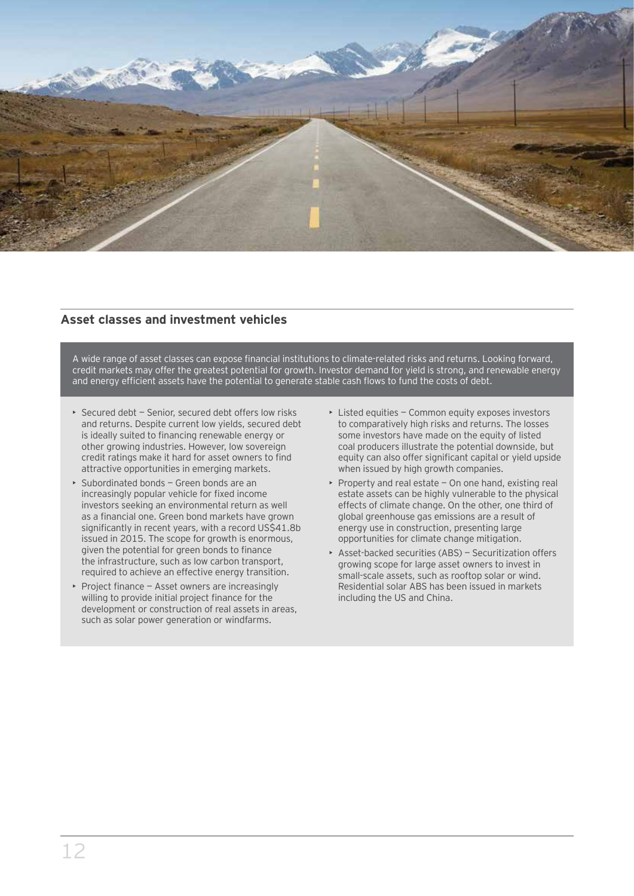## Asset classes and investment vehicles

A wide range of asset classes can expose financial institutions to climate-related risks and returns. Looking forward, credit markets may offer the greatest potential for growth. Investor demand for yield is strong, and renewable energy and energy efficient assets have the potential to generate stable cash flows to fund the costs of debt.

- Secured debt — Senior, secured debt offers low risks and returns. Despite current low yields, secured debt is ideally suited to financing renewable energy or other growing industries. However, low sovereign credit ratings make it hard for asset owners to find attractive opportunities in emerging markets.
- Subordinated bonds — Green bonds are an increasingly popular vehicle for fixed income investors seeking an environmental return as well as a financial one. Green bond markets have grown significantly in recent years, with a record US$41.8b issued in 2015. The scope for growth is enormous, given the potential for green bonds to finance the infrastructure, such as low carbon transport, required to achieve an effective energy transition.
- Project finance — Asset owners are increasingly willing to provide initial project finance for the development or construction of real assets in areas, such as solar power generation or windfarms.
- Listed equities — Common equity exposes investors to comparatively high risks and returns. The losses some investors have made on the equity of listed coal producers illustrate the potential downside, but equity can also offer significant capital or yield upside when issued by high growth companies.
- Property and real estate — On one hand, existing real estate assets can be highly vulnerable to the physical effects of climate change. On the other, one third of global greenhouse gas emissions are a result of energy use in construction, presenting large opportunities for climate change mitigation.
- Asset-backed securities (ABS) — Securitization offers growing scope for large asset owners to invest in small-scale assets, such as rooftop solar or wind. Residential solar ABS has been issued in markets including the US and China.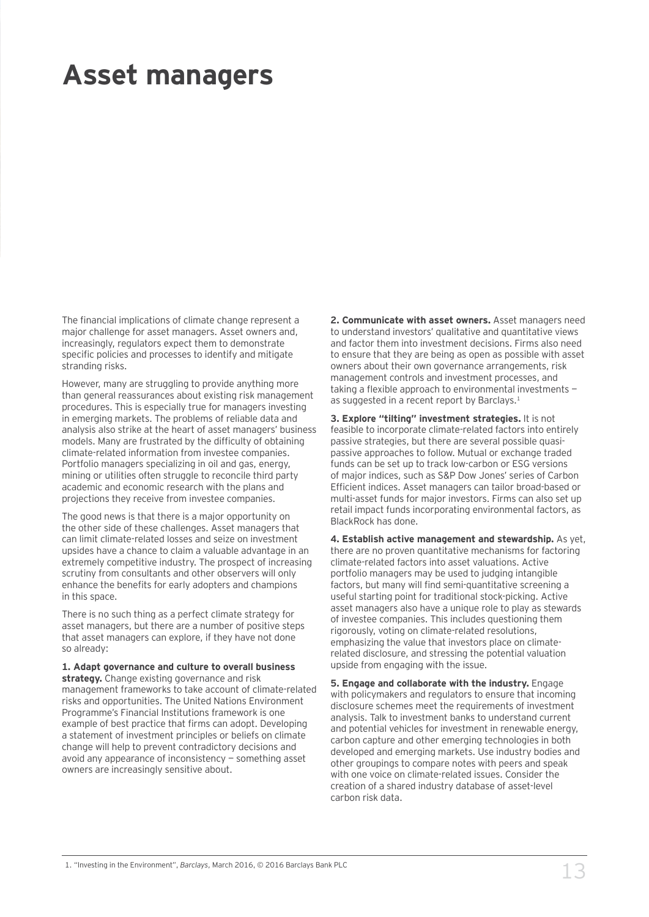# Asset managers

The financial implications of climate change represent a major challenge for asset managers. Asset owners and, increasingly, regulators expect them to demonstrate specific policies and processes to identify and mitigate stranding risks.

However, many are struggling to provide anything more than general reassurances about existing risk management procedures. This is especially true for managers investing in emerging markets. The problems of reliable data and analysis also strike at the heart of asset managers' business models. Many are frustrated by the difficulty of obtaining climate-related information from investee companies. Portfolio managers specializing in oil and gas, energy, mining or utilities often struggle to reconcile third party academic and economic research with the plans and projections they receive from investee companies.

The good news is that there is a major opportunity on the other side of these challenges. Asset managers that can limit climate-related losses and seize on investment upsides have a chance to claim a valuable advantage in an extremely competitive industry. The prospect of increasing scrutiny from consultants and other observers will only enhance the benefits for early adopters and champions in this space.

There is no such thing as a perfect climate strategy for asset managers, but there are a number of positive steps that asset managers can explore, if they have not done so already:

**1. Adapt governance and culture to overall business strategy.** Change existing governance and risk management frameworks to take account of climate-related risks and opportunities. The United Nations Environment Programme's Financial Institutions framework is one example of best practice that firms can adopt. Developing a statement of investment principles or beliefs on climate change will help to prevent contradictory decisions and avoid any appearance of inconsistency — something asset owners are increasingly sensitive about.

**2. Communicate with asset owners.** Asset managers need to understand investors' qualitative and quantitative views and factor them into investment decisions. Firms also need to ensure that they are being as open as possible with asset owners about their own governance arrangements, risk management controls and investment processes, and taking a flexible approach to environmental investments — as suggested in a recent report by Barclays.[1]

**3. Explore "tilting" investment strategies.** It is not feasible to incorporate climate-related factors into entirely passive strategies, but there are several possible quasi-passive approaches to follow. Mutual or exchange traded funds can be set up to track low-carbon or ESG versions of major indices, such as S&P Dow Jones' series of Carbon Efficient indices. Asset managers can tailor broad-based or multi-asset funds for major investors. Firms can also set up retail impact funds incorporating environmental factors, as BlackRock has done.

**4. Establish active management and stewardship.** As yet, there are no proven quantitative mechanisms for factoring climate-related factors into asset valuations. Active portfolio managers may be used to judging intangible factors, but many will find semi-quantitative screening a useful starting point for traditional stock-picking. Active asset managers also have a unique role to play as stewards of investee companies. This includes questioning them rigorously, voting on climate-related resolutions, emphasizing the value that investors place on climate-related disclosure, and stressing the potential valuation upside from engaging with the issue.

**5. Engage and collaborate with the industry.** Engage with policymakers and regulators to ensure that incoming disclosure schemes meet the requirements of investment analysis. Talk to investment banks to understand current and potential vehicles for investment in renewable energy, carbon capture and other emerging technologies in both developed and emerging markets. Use industry bodies and other groupings to compare notes with peers and speak with one voice on climate-related issues. Consider the creation of a shared industry database of asset-level carbon risk data.

1. "Investing in the Environment", *Barclays*, March 2016, © 2016 Barclays Bank PLC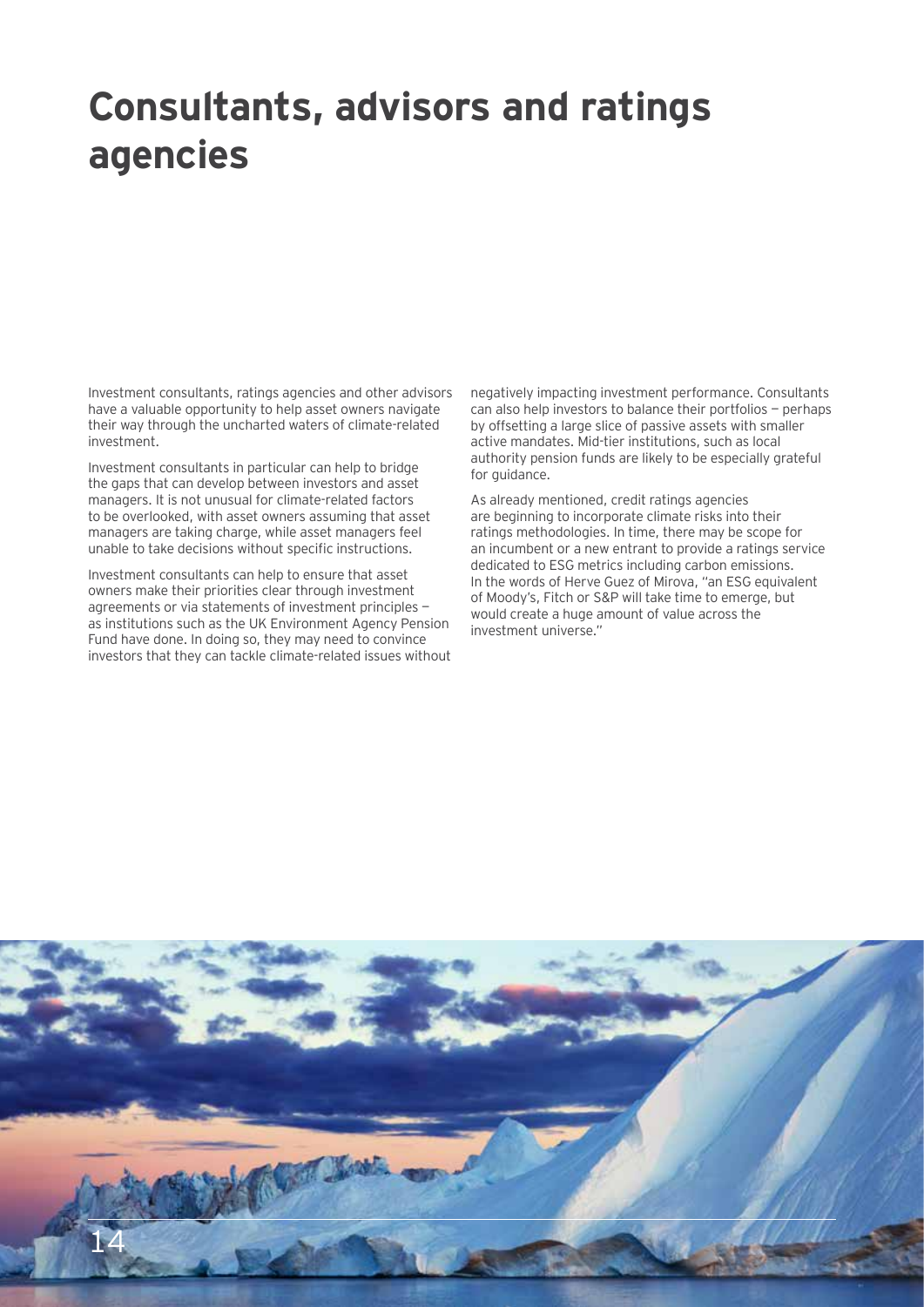# Consultants, advisors and ratings agencies

Investment consultants, ratings agencies and other advisors have a valuable opportunity to help asset owners navigate their way through the uncharted waters of climate-related investment.

Investment consultants in particular can help to bridge the gaps that can develop between investors and asset managers. It is not unusual for climate-related factors to be overlooked, with asset owners assuming that asset managers are taking charge, while asset managers feel unable to take decisions without specific instructions.

Investment consultants can help to ensure that asset owners make their priorities clear through investment agreements or via statements of investment principles — as institutions such as the UK Environment Agency Pension Fund have done. In doing so, they may need to convince investors that they can tackle climate-related issues without negatively impacting investment performance. Consultants can also help investors to balance their portfolios — perhaps by offsetting a large slice of passive assets with smaller active mandates. Mid-tier institutions, such as local authority pension funds are likely to be especially grateful for guidance.

As already mentioned, credit ratings agencies are beginning to incorporate climate risks into their ratings methodologies. In time, there may be scope for an incumbent or a new entrant to provide a ratings service dedicated to ESG metrics including carbon emissions. In the words of Herve Guez of Mirova, "an ESG equivalent of Moody's, Fitch or S&P will take time to emerge, but would create a huge amount of value across the investment universe."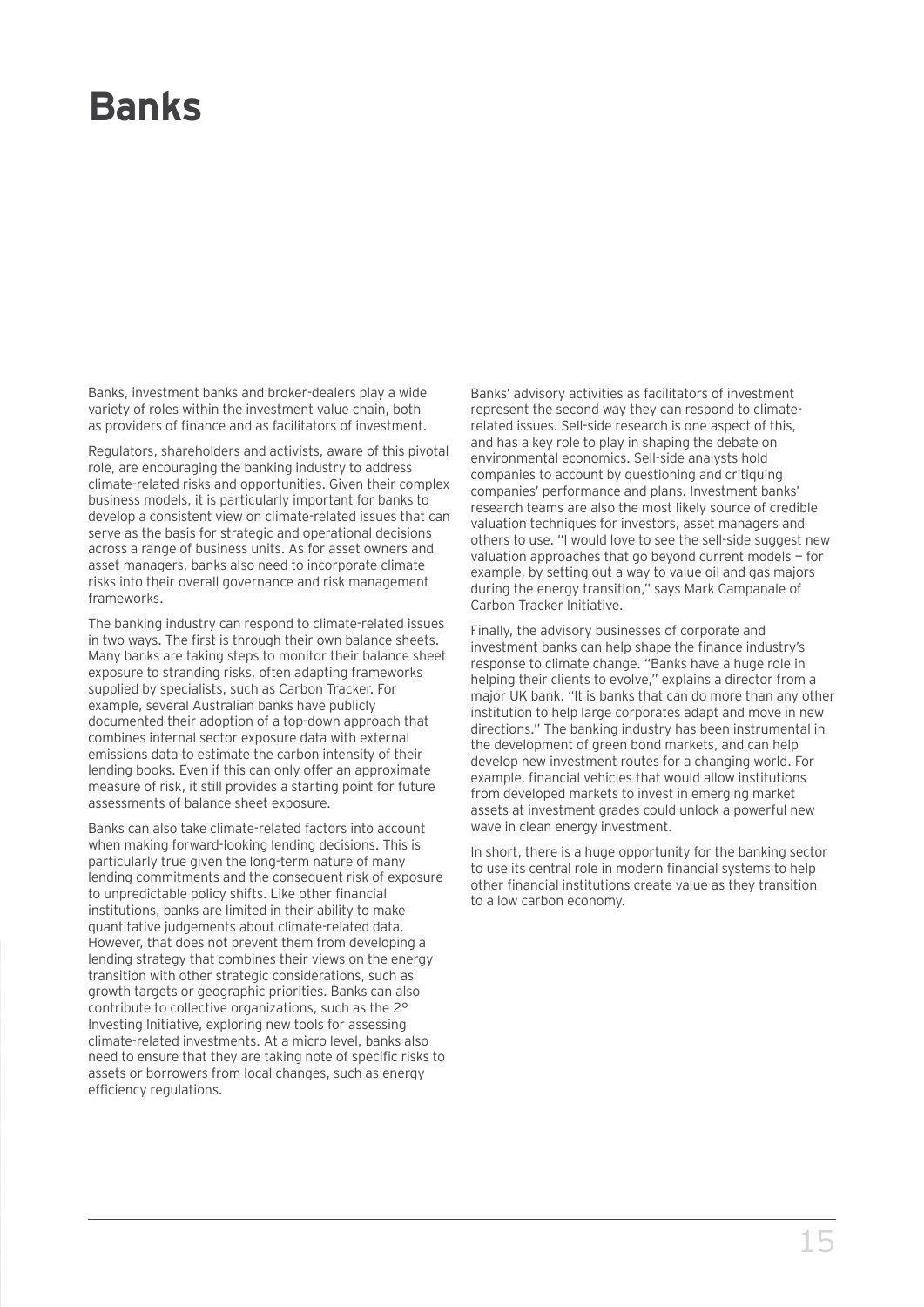# Banks

Banks, investment banks and broker-dealers play a wide variety of roles within the investment value chain, both as providers of finance and as facilitators of investment.

Regulators, shareholders and activists, aware of this pivotal role, are encouraging the banking industry to address climate-related risks and opportunities. Given their complex business models, it is particularly important for banks to develop a consistent view on climate-related issues that can serve as the basis for strategic and operational decisions across a range of business units. As for asset owners and asset managers, banks also need to incorporate climate risks into their overall governance and risk management frameworks.

The banking industry can respond to climate-related issues in two ways. The first is through their own balance sheets. Many banks are taking steps to monitor their balance sheet exposure to stranding risks, often adapting frameworks supplied by specialists, such as Carbon Tracker. For example, several Australian banks have publicly documented their adoption of a top-down approach that combines internal sector exposure data with external emissions data to estimate the carbon intensity of their lending books. Even if this can only offer an approximate measure of risk, it still provides a starting point for future assessments of balance sheet exposure.

Banks can also take climate-related factors into account when making forward-looking lending decisions. This is particularly true given the long-term nature of many lending commitments and the consequent risk of exposure to unpredictable policy shifts. Like other financial institutions, banks are limited in their ability to make quantitative judgements about climate-related data. However, that does not prevent them from developing a lending strategy that combines their views on the energy transition with other strategic considerations, such as growth targets or geographic priorities. Banks can also contribute to collective organizations, such as the 2° Investing Initiative, exploring new tools for assessing climate-related investments. At a micro level, banks also need to ensure that they are taking note of specific risks to assets or borrowers from local changes, such as energy efficiency regulations.

Banks' advisory activities as facilitators of investment represent the second way they can respond to climate-related issues. Sell-side research is one aspect of this, and has a key role to play in shaping the debate on environmental economics. Sell-side analysts hold companies to account by questioning and critiquing companies' performance and plans. Investment banks' research teams are also the most likely source of credible valuation techniques for investors, asset managers and others to use. "I would love to see the sell-side suggest new valuation approaches that go beyond current models — for example, by setting out a way to value oil and gas majors during the energy transition," says Mark Campanale of Carbon Tracker Initiative.

Finally, the advisory businesses of corporate and investment banks can help shape the finance industry's response to climate change. "Banks have a huge role in helping their clients to evolve," explains a director from a major UK bank. "It is banks that can do more than any other institution to help large corporates adapt and move in new directions." The banking industry has been instrumental in the development of green bond markets, and can help develop new investment routes for a changing world. For example, financial vehicles that would allow institutions from developed markets to invest in emerging market assets at investment grades could unlock a powerful new wave in clean energy investment.

In short, there is a huge opportunity for the banking sector to use its central role in modern financial systems to help other financial institutions create value as they transition to a low carbon economy.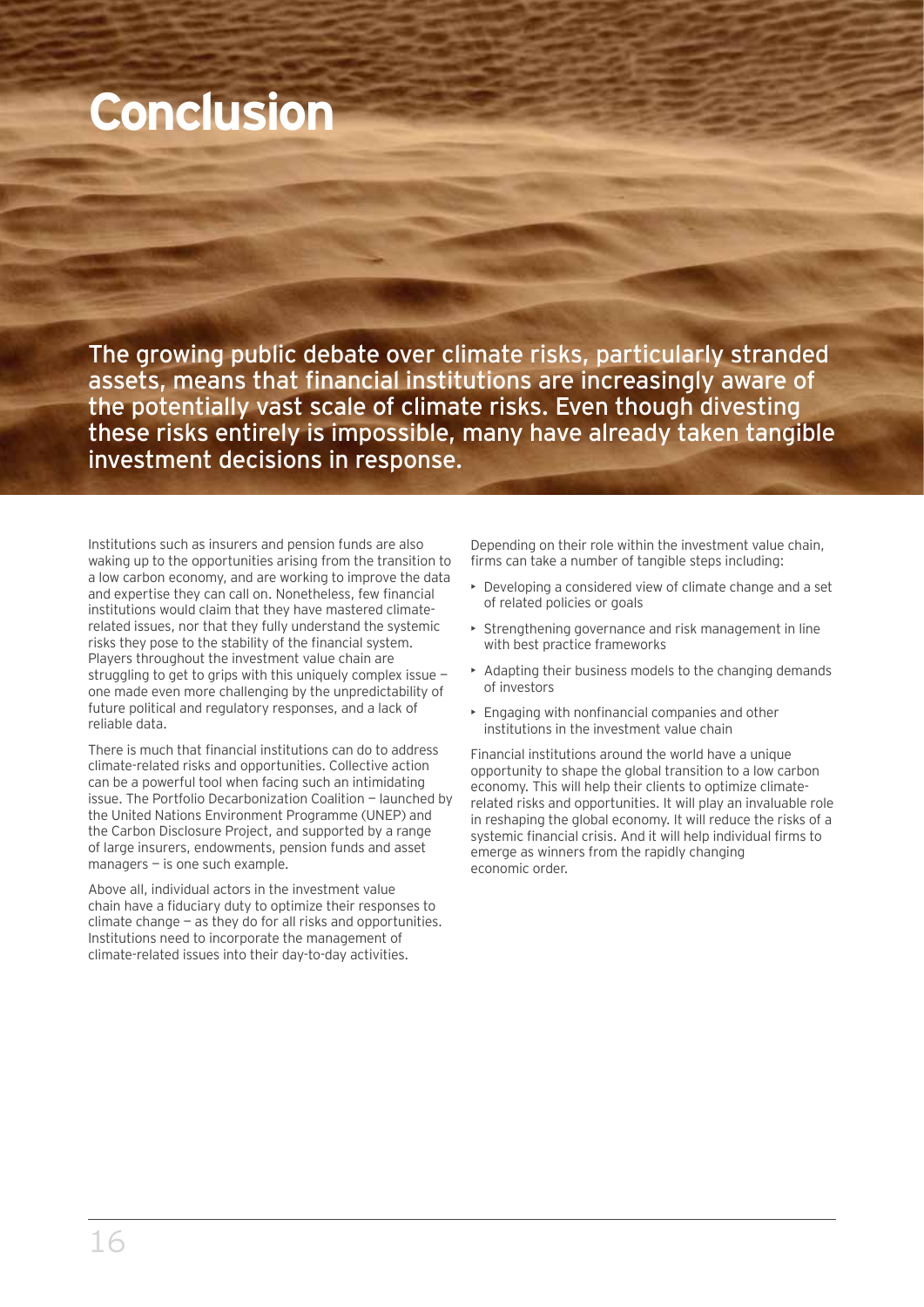# Conclusion

**The growing public debate over climate risks, particularly stranded assets, means that financial institutions are increasingly aware of the potentially vast scale of climate risks. Even though divesting these risks entirely is impossible, many have already taken tangible investment decisions in response.**

Institutions such as insurers and pension funds are also waking up to the opportunities arising from the transition to a low carbon economy, and are working to improve the data and expertise they can call on. Nonetheless, few financial institutions would claim that they have mastered climate-related issues, nor that they fully understand the systemic risks they pose to the stability of the financial system. Players throughout the investment value chain are struggling to get to grips with this uniquely complex issue — one made even more challenging by the unpredictability of future political and regulatory responses, and a lack of reliable data.

There is much that financial institutions can do to address climate-related risks and opportunities. Collective action can be a powerful tool when facing such an intimidating issue. The Portfolio Decarbonization Coalition — launched by the United Nations Environment Programme (UNEP) and the Carbon Disclosure Project, and supported by a range of large insurers, endowments, pension funds and asset managers — is one such example.

Above all, individual actors in the investment value chain have a fiduciary duty to optimize their responses to climate change — as they do for all risks and opportunities. Institutions need to incorporate the management of climate-related issues into their day-to-day activities.

Depending on their role within the investment value chain, firms can take a number of tangible steps including:

- Developing a considered view of climate change and a set of related policies or goals
- Strengthening governance and risk management in line with best practice frameworks
- Adapting their business models to the changing demands of investors
- Engaging with nonfinancial companies and other institutions in the investment value chain

Financial institutions around the world have a unique opportunity to shape the global transition to a low carbon economy. This will help their clients to optimize climate-related risks and opportunities. It will play an invaluable role in reshaping the global economy. It will reduce the risks of a systemic financial crisis. And it will help individual firms to emerge as winners from the rapidly changing economic order.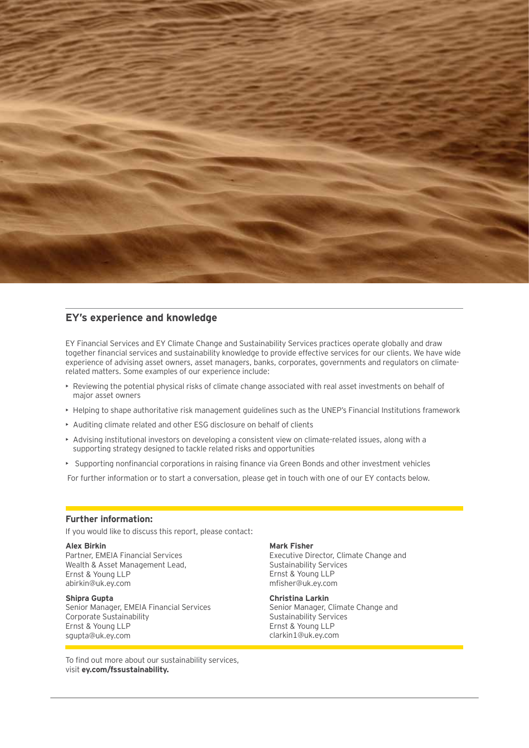## EY's experience and knowledge

EY Financial Services and EY Climate Change and Sustainability Services practices operate globally and draw together financial services and sustainability knowledge to provide effective services for our clients. We have wide experience of advising asset owners, asset managers, banks, corporates, governments and regulators on climate-related matters. Some examples of our experience include:

- Reviewing the potential physical risks of climate change associated with real asset investments on behalf of major asset owners
- Helping to shape authoritative risk management guidelines such as the UNEP's Financial Institutions framework
- Auditing climate related and other ESG disclosure on behalf of clients
- Advising institutional investors on developing a consistent view on climate-related issues, along with a supporting strategy designed to tackle related risks and opportunities
- Supporting nonfinancial corporations in raising finance via Green Bonds and other investment vehicles

For further information or to start a conversation, please get in touch with one of our EY contacts below.

### Further information:

If you would like to discuss this report, please contact:

**Alex Birkin**
Partner, EMEIA Financial Services
Wealth & Asset Management Lead,
Ernst & Young LLP
abirkin@uk.ey.com

**Shipra Gupta**
Senior Manager, EMEIA Financial Services
Corporate Sustainability
Ernst & Young LLP
sgupta@uk.ey.com

**Mark Fisher**
Executive Director, Climate Change and
Sustainability Services
Ernst & Young LLP
mfisher@uk.ey.com

**Christina Larkin**
Senior Manager, Climate Change and
Sustainability Services
Ernst & Young LLP
clarkin1@uk.ey.com

To find out more about our sustainability services,
visit **ey.com/fssustainability.**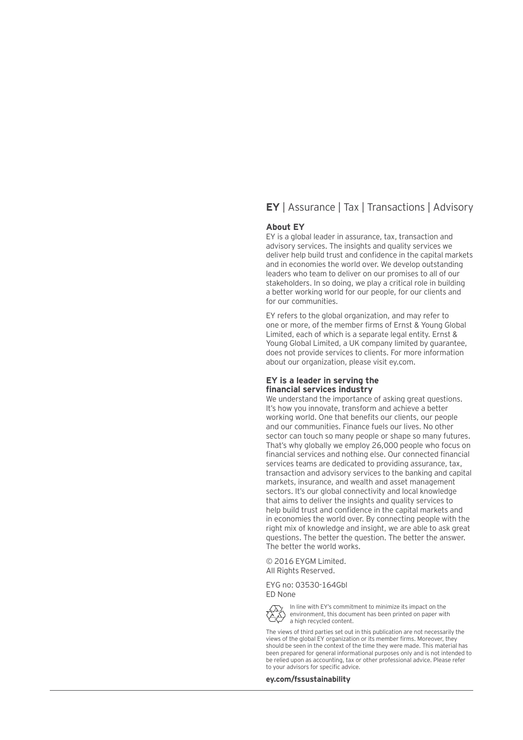**EY** | Assurance | Tax | Transactions | Advisory

**About EY**

EY is a global leader in assurance, tax, transaction and advisory services. The insights and quality services we deliver help build trust and confidence in the capital markets and in economies the world over. We develop outstanding leaders who team to deliver on our promises to all of our stakeholders. In so doing, we play a critical role in building a better working world for our people, for our clients and for our communities.

EY refers to the global organization, and may refer to one or more, of the member firms of Ernst & Young Global Limited, each of which is a separate legal entity. Ernst & Young Global Limited, a UK company limited by guarantee, does not provide services to clients. For more information about our organization, please visit ey.com.

**EY is a leader in serving the financial services industry**

We understand the importance of asking great questions. It's how you innovate, transform and achieve a better working world. One that benefits our clients, our people and our communities. Finance fuels our lives. No other sector can touch so many people or shape so many futures. That's why globally we employ 26,000 people who focus on financial services and nothing else. Our connected financial services teams are dedicated to providing assurance, tax, transaction and advisory services to the banking and capital markets, insurance, and wealth and asset management sectors. It's our global connectivity and local knowledge that aims to deliver the insights and quality services to help build trust and confidence in the capital markets and in economies the world over. By connecting people with the right mix of knowledge and insight, we are able to ask great questions. The better the question. The better the answer. The better the world works.

© 2016 EYGM Limited.
All Rights Reserved.

EYG no: 03530-164Gbl
ED None

In line with EY's commitment to minimize its impact on the environment, this document has been printed on paper with a high recycled content.

The views of third parties set out in this publication are not necessarily the views of the global EY organization or its member firms. Moreover, they should be seen in the context of the time they were made. This material has been prepared for general informational purposes only and is not intended to be relied upon as accounting, tax or other professional advice. Please refer to your advisors for specific advice.

**ey.com/fssustainability**